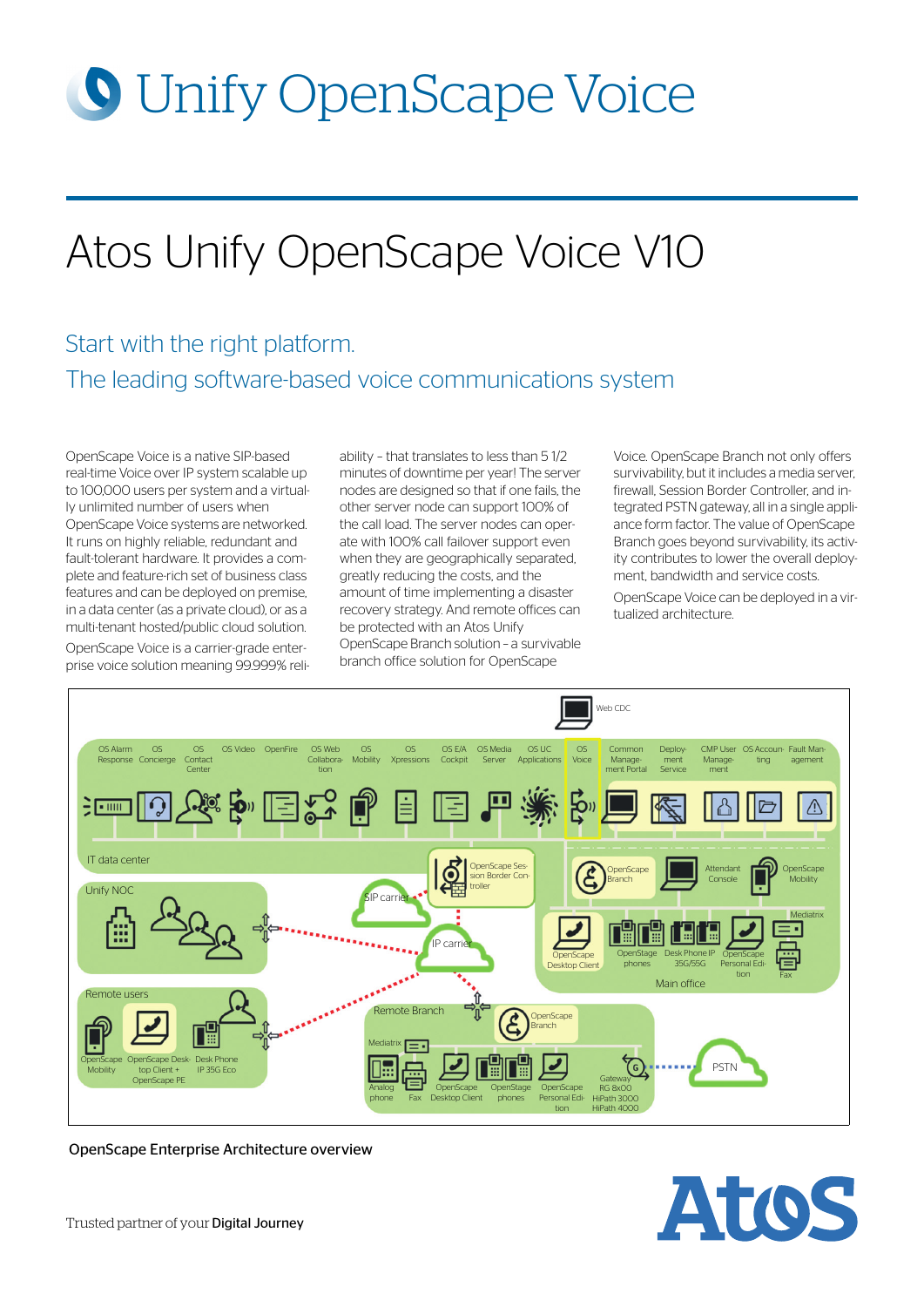# Unify OpenScape Voice

# Atos Unify OpenScape Voice V10

## Start with the right platform. The leading software-based voice communications system

OpenScape Voice is a native SIP-based real-time Voice over IP system scalable up to 100,000 users per system and a virtually unlimited number of users when OpenScape Voice systems are networked. It runs on highly reliable, redundant and fault-tolerant hardware. It provides a complete and feature-rich set of business class features and can be deployed on premise, in a data center (as a private cloud), or as a multi-tenant hosted/public cloud solution.

OpenScape Voice is a carrier-grade enterprise voice solution meaning 99.999% reliability – that translates to less than 5 1/2 minutes of downtime per year! The server nodes are designed so that if one fails, the other server node can support 100% of the call load. The server nodes can operate with 100% call failover support even when they are geographically separated, greatly reducing the costs, and the amount of time implementing a disaster recovery strategy. And remote offices can be protected with an Atos Unify OpenScape Branch solution – a survivable branch office solution for OpenScape Voice. OpenScape Branch not only offers survivability, but it includes a media server, firewall, Session Border Controller, and integrated PSTN gateway, all in a single appliance form factor. The value of OpenScape Branch goes beyond survivability, its activity contributes to lower the overall deployment, bandwidth and service costs.

OpenScape Voice can be deployed in a virtualized architecture.

OpenScape Enterprise Architecture overview

Trusted partner of your **Digital Journey**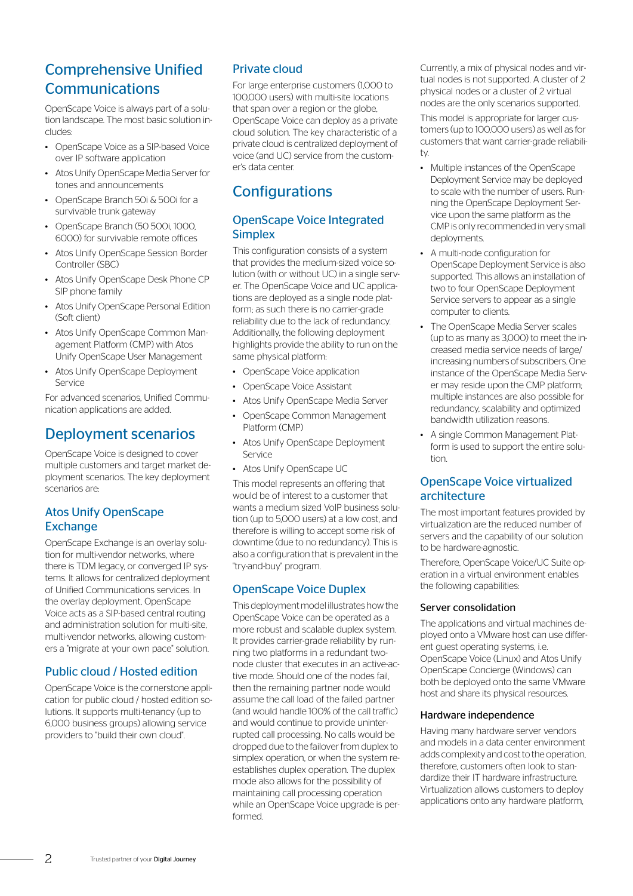## Comprehensive Unified Communications

OpenScape Voice is always part of a solution landscape. The most basic solution includes:

- OpenScape Voice as a SIP-based Voice over IP software application
- Atos Unify OpenScape Media Server for tones and announcements
- OpenScape Branch 50i & 500i for a survivable trunk gateway
- OpenScape Branch (50 500i, 1000, 6000) for survivable remote offices
- Atos Unify OpenScape Session Border Controller (SBC)
- Atos Unify OpenScape Desk Phone CP SIP phone family
- Atos Unify OpenScape Personal Edition (Soft client)
- Atos Unify OpenScape Common Management Platform (CMP) with Atos Unify OpenScape User Management
- Atos Unify OpenScape Deployment Service

For advanced scenarios, Unified Communication applications are added.

## Deployment scenarios

OpenScape Voice is designed to cover multiple customers and target market deployment scenarios. The key deployment scenarios are:

### Atos Unify OpenScape Exchange

OpenScape Exchange is an overlay solution for multi-vendor networks, where there is TDM legacy, or converged IP systems. It allows for centralized deployment of Unified Communications services. In the overlay deployment, OpenScape Voice acts as a SIP-based central routing and administration solution for multi-site, multi-vendor networks, allowing customers a "migrate at your own pace" solution.

### Public cloud / Hosted edition

OpenScape Voice is the cornerstone application for public cloud / hosted edition solutions. It supports multi-tenancy (up to 6,000 business groups) allowing service providers to "build their own cloud".

### Private cloud

For large enterprise customers (1,000 to 100,000 users) with multi-site locations that span over a region or the globe, OpenScape Voice can deploy as a private cloud solution. The key characteristic of a private cloud is centralized deployment of voice (and UC) service from the customer's data center.

## Configurations

### OpenScape Voice Integrated Simplex

This configuration consists of a system that provides the medium-sized voice solution (with or without UC) in a single server. The OpenScape Voice and UC applications are deployed as a single node platform; as such there is no carrier-grade reliability due to the lack of redundancy. Additionally, the following deployment highlights provide the ability to run on the same physical platform:

- OpenScape Voice application
- OpenScape Voice Assistant
- Atos Unify OpenScape Media Server
- OpenScape Common Management Platform (CMP)
- Atos Unify OpenScape Deployment Service
- Atos Unify OpenScape UC

This model represents an offering that would be of interest to a customer that wants a medium sized VoIP business solution (up to 5,000 users) at a low cost, and therefore is willing to accept some risk of downtime (due to no redundancy). This is also a configuration that is prevalent in the "try-and-buy" program.

### OpenScape Voice Duplex

This deployment model illustrates how the OpenScape Voice can be operated as a more robust and scalable duplex system. It provides carrier-grade reliability by running two platforms in a redundant two-node cluster that executes in an active-active mode. Should one of the nodes fail, then the remaining partner node would assume the call load of the failed partner (and would handle 100% of the call traffic) and would continue to provide uninterrupted call processing. No calls would be dropped due to the failover from duplex to simplex operation, or when the system re-establishes duplex operation. The duplex mode also allows for the possibility of maintaining call processing operation while an OpenScape Voice upgrade is performed.

Currently, a mix of physical nodes and virtual nodes is not supported. A cluster of 2 physical nodes or a cluster of 2 virtual nodes are the only scenarios supported.

This model is appropriate for larger customers (up to 100,000 users) as well as for customers that want carrier-grade reliability.

- Multiple instances of the OpenScape Deployment Service may be deployed to scale with the number of users. Running the OpenScape Deployment Service upon the same platform as the CMP is only recommended in very small deployments.
- A multi-node configuration for OpenScape Deployment Service is also supported. This allows an installation of two to four OpenScape Deployment Service servers to appear as a single computer to clients.
- The OpenScape Media Server scales (up to as many as 3,000) to meet the increased media service needs of large/increasing numbers of subscribers. One instance of the OpenScape Media Server may reside upon the CMP platform; multiple instances are also possible for redundancy, scalability and optimized bandwidth utilization reasons.
- A single Common Management Platform is used to support the entire solution.

### OpenScape Voice virtualized architecture

The most important features provided by virtualization are the reduced number of servers and the capability of our solution to be hardware-agnostic.

Therefore, OpenScape Voice/UC Suite operation in a virtual environment enables the following capabilities:

#### Server consolidation

The applications and virtual machines deployed onto a VMware host can use different guest operating systems, i.e. OpenScape Voice (Linux) and Atos Unify OpenScape Concierge (Windows) can both be deployed onto the same VMware host and share its physical resources.

#### Hardware independence

Having many hardware server vendors and models in a data center environment adds complexity and cost to the operation, therefore, customers often look to standardize their IT hardware infrastructure. Virtualization allows customers to deploy applications onto any hardware platform,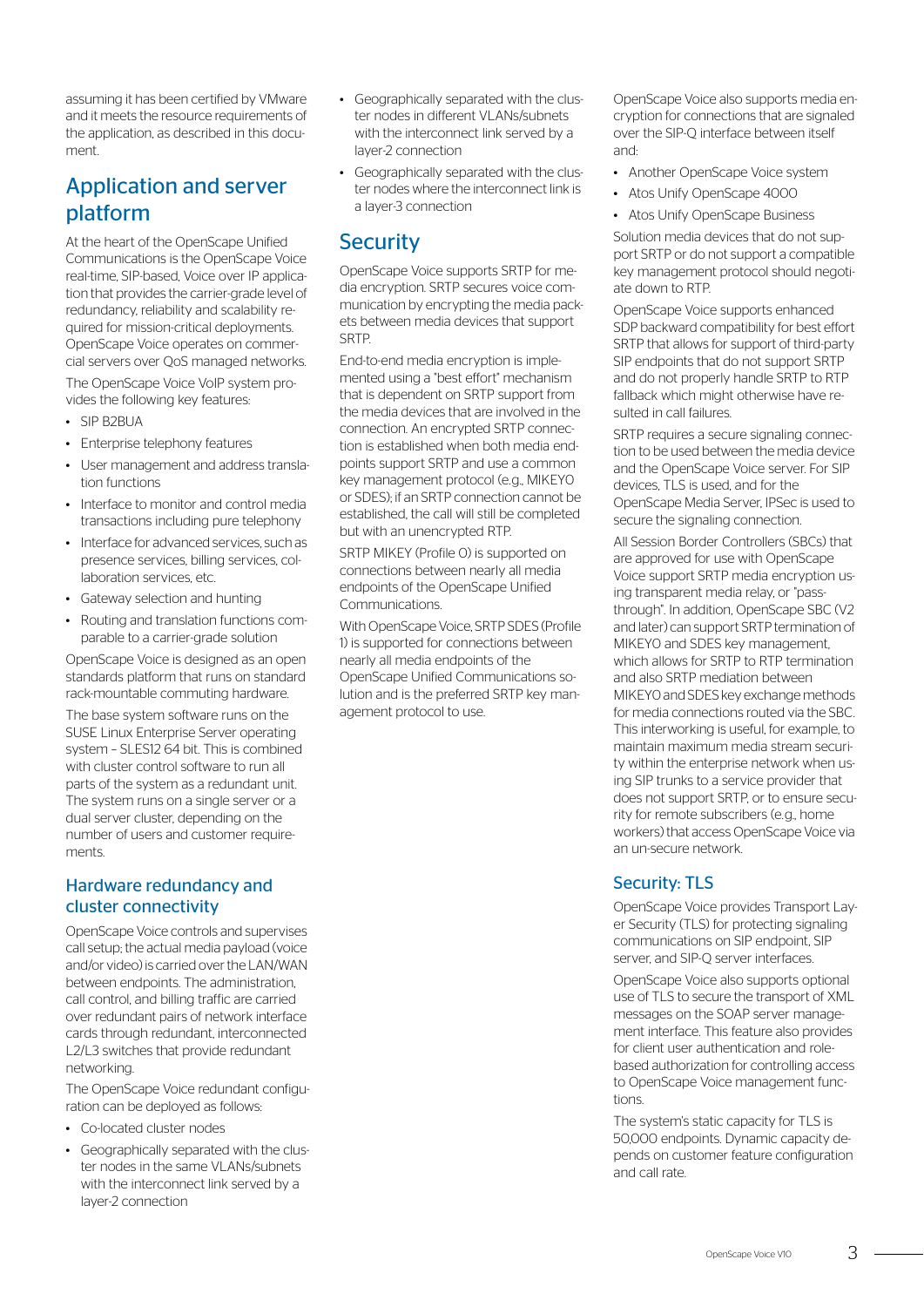assuming it has been certified by VMware and it meets the resource requirements of the application, as described in this document.

## Application and server platform

At the heart of the OpenScape Unified Communications is the OpenScape Voice real-time, SIP-based, Voice over IP application that provides the carrier-grade level of redundancy, reliability and scalability required for mission-critical deployments. OpenScape Voice operates on commercial servers over QoS managed networks.

The OpenScape Voice VoIP system provides the following key features:

- SIP B2BUA
- Enterprise telephony features
- User management and address translation functions
- Interface to monitor and control media transactions including pure telephony
- Interface for advanced services, such as presence services, billing services, collaboration services, etc.
- Gateway selection and hunting
- Routing and translation functions comparable to a carrier-grade solution

OpenScape Voice is designed as an open standards platform that runs on standard rack-mountable commuting hardware.

The base system software runs on the SUSE Linux Enterprise Server operating system – SLES12 64 bit. This is combined with cluster control software to run all parts of the system as a redundant unit. The system runs on a single server or a dual server cluster, depending on the number of users and customer requirements.

### Hardware redundancy and cluster connectivity

OpenScape Voice controls and supervises call setup; the actual media payload (voice and/or video) is carried over the LAN/WAN between endpoints. The administration, call control, and billing traffic are carried over redundant pairs of network interface cards through redundant, interconnected L2/L3 switches that provide redundant networking.

The OpenScape Voice redundant configuration can be deployed as follows:

- Co-located cluster nodes
- Geographically separated with the cluster nodes in the same VLANs/subnets with the interconnect link served by a layer-2 connection
- Geographically separated with the cluster nodes in different VLANs/subnets with the interconnect link served by a layer-2 connection
- Geographically separated with the cluster nodes where the interconnect link is a layer-3 connection

## Security

OpenScape Voice supports SRTP for media encryption. SRTP secures voice communication by encrypting the media packets between media devices that support SRTP.

End-to-end media encryption is implemented using a "best effort" mechanism that is dependent on SRTP support from the media devices that are involved in the connection. An encrypted SRTP connection is established when both media endpoints support SRTP and use a common key management protocol (e.g., MIKEYO or SDES); if an SRTP connection cannot be established, the call will still be completed but with an unencrypted RTP.

SRTP MIKEY (Profile 0) is supported on connections between nearly all media endpoints of the OpenScape Unified Communications.

With OpenScape Voice, SRTP SDES (Profile 1) is supported for connections between nearly all media endpoints of the OpenScape Unified Communications solution and is the preferred SRTP key management protocol to use.

OpenScape Voice also supports media encryption for connections that are signaled over the SIP-Q interface between itself and:

- Another OpenScape Voice system
- Atos Unify OpenScape 4000
- Atos Unify OpenScape Business

Solution media devices that do not support SRTP or do not support a compatible key management protocol should negotiate down to RTP.

OpenScape Voice supports enhanced SDP backward compatibility for best effort SRTP that allows for support of third-party SIP endpoints that do not support SRTP and do not properly handle SRTP to RTP fallback which might otherwise have resulted in call failures.

SRTP requires a secure signaling connection to be used between the media device and the OpenScape Voice server. For SIP devices, TLS is used, and for the OpenScape Media Server, IPSec is used to secure the signaling connection.

All Session Border Controllers (SBCs) that are approved for use with OpenScape Voice support SRTP media encryption using transparent media relay, or "pass-through". In addition, OpenScape SBC (V2 and later) can support SRTP termination of MIKEYO and SDES key management, which allows for SRTP to RTP termination and also SRTP mediation between MIKEYO and SDES key exchange methods for media connections routed via the SBC. This interworking is useful, for example, to maintain maximum media stream security within the enterprise network when using SIP trunks to a service provider that does not support SRTP, or to ensure security for remote subscribers (e.g., home workers) that access OpenScape Voice via an un-secure network.

### Security: TLS

OpenScape Voice provides Transport Layer Security (TLS) for protecting signaling communications on SIP endpoint, SIP server, and SIP-Q server interfaces.

OpenScape Voice also supports optional use of TLS to secure the transport of XML messages on the SOAP server management interface. This feature also provides for client user authentication and role-based authorization for controlling access to OpenScape Voice management functions.

The system's static capacity for TLS is 50,000 endpoints. Dynamic capacity depends on customer feature configuration and call rate.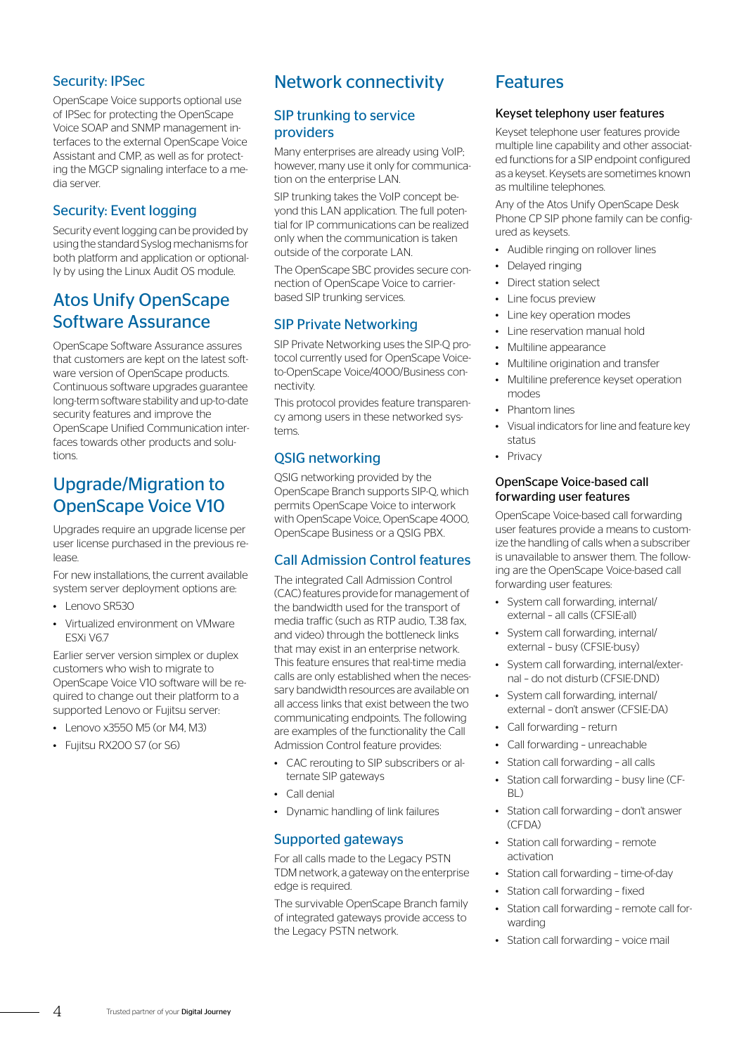## Security: IPSec

OpenScape Voice supports optional use of IPSec for protecting the OpenScape Voice SOAP and SNMP management interfaces to the external OpenScape Voice Assistant and CMP, as well as for protecting the MGCP signaling interface to a media server.

## Security: Event logging

Security event logging can be provided by using the standard Syslog mechanisms for both platform and application or optionally by using the Linux Audit OS module.

# Atos Unify OpenScape Software Assurance

OpenScape Software Assurance assures that customers are kept on the latest software version of OpenScape products. Continuous software upgrades guarantee long-term software stability and up-to-date security features and improve the OpenScape Unified Communication interfaces towards other products and solutions.

# Upgrade/Migration to OpenScape Voice V10

Upgrades require an upgrade license per user license purchased in the previous release.

For new installations, the current available system server deployment options are:

- Lenovo SR530
- Virtualized environment on VMware ESXi V6.7

Earlier server version simplex or duplex customers who wish to migrate to OpenScape Voice V10 software will be required to change out their platform to a supported Lenovo or Fujitsu server:

- Lenovo x3550 M5 (or M4, M3)
- Fujitsu RX200 S7 (or S6)

# Network connectivity

## SIP trunking to service providers

Many enterprises are already using VoIP; however, many use it only for communication on the enterprise LAN.

SIP trunking takes the VoIP concept beyond this LAN application. The full potential for IP communications can be realized only when the communication is taken outside of the corporate LAN.

The OpenScape SBC provides secure connection of OpenScape Voice to carrier-based SIP trunking services.

## SIP Private Networking

SIP Private Networking uses the SIP-Q protocol currently used for OpenScape Voice-to-OpenScape Voice/4000/Business connectivity.

This protocol provides feature transparency among users in these networked systems.

## QSIG networking

QSIG networking provided by the OpenScape Branch supports SIP-Q, which permits OpenScape Voice to interwork with OpenScape Voice, OpenScape 4000, OpenScape Business or a QSIG PBX.

## Call Admission Control features

The integrated Call Admission Control (CAC) features provide for management of the bandwidth used for the transport of media traffic (such as RTP audio, T.38 fax, and video) through the bottleneck links that may exist in an enterprise network. This feature ensures that real-time media calls are only established when the necessary bandwidth resources are available on all access links that exist between the two communicating endpoints. The following are examples of the functionality the Call Admission Control feature provides:

- CAC rerouting to SIP subscribers or alternate SIP gateways
- Call denial
- Dynamic handling of link failures

## Supported gateways

For all calls made to the Legacy PSTN TDM network, a gateway on the enterprise edge is required.

The survivable OpenScape Branch family of integrated gateways provide access to the Legacy PSTN network.

# Features

### Keyset telephony user features

Keyset telephone user features provide multiple line capability and other associated functions for a SIP endpoint configured as a keyset. Keysets are sometimes known as multiline telephones.

Any of the Atos Unify OpenScape Desk Phone CP SIP phone family can be configured as keysets.

- Audible ringing on rollover lines
- Delayed ringing
- Direct station select
- Line focus preview
- Line key operation modes
- Line reservation manual hold
- Multiline appearance
- Multiline origination and transfer
- Multiline preference keyset operation modes
- Phantom lines
- Visual indicators for line and feature key status
- Privacy

### OpenScape Voice-based call forwarding user features

OpenScape Voice-based call forwarding user features provide a means to customize the handling of calls when a subscriber is unavailable to answer them. The following are the OpenScape Voice-based call forwarding user features:

- System call forwarding, internal/external – all calls (CFSIE-all)
- System call forwarding, internal/external – busy (CFSIE-busy)
- System call forwarding, internal/external – do not disturb (CFSIE-DND)
- System call forwarding, internal/external – don't answer (CFSIE-DA)
- Call forwarding – return
- Call forwarding – unreachable
- Station call forwarding – all calls
- Station call forwarding – busy line (CF-BL)
- Station call forwarding – don't answer (CFDA)
- Station call forwarding – remote activation
- Station call forwarding – time-of-day
- Station call forwarding – fixed
- Station call forwarding – remote call forwarding
- Station call forwarding – voice mail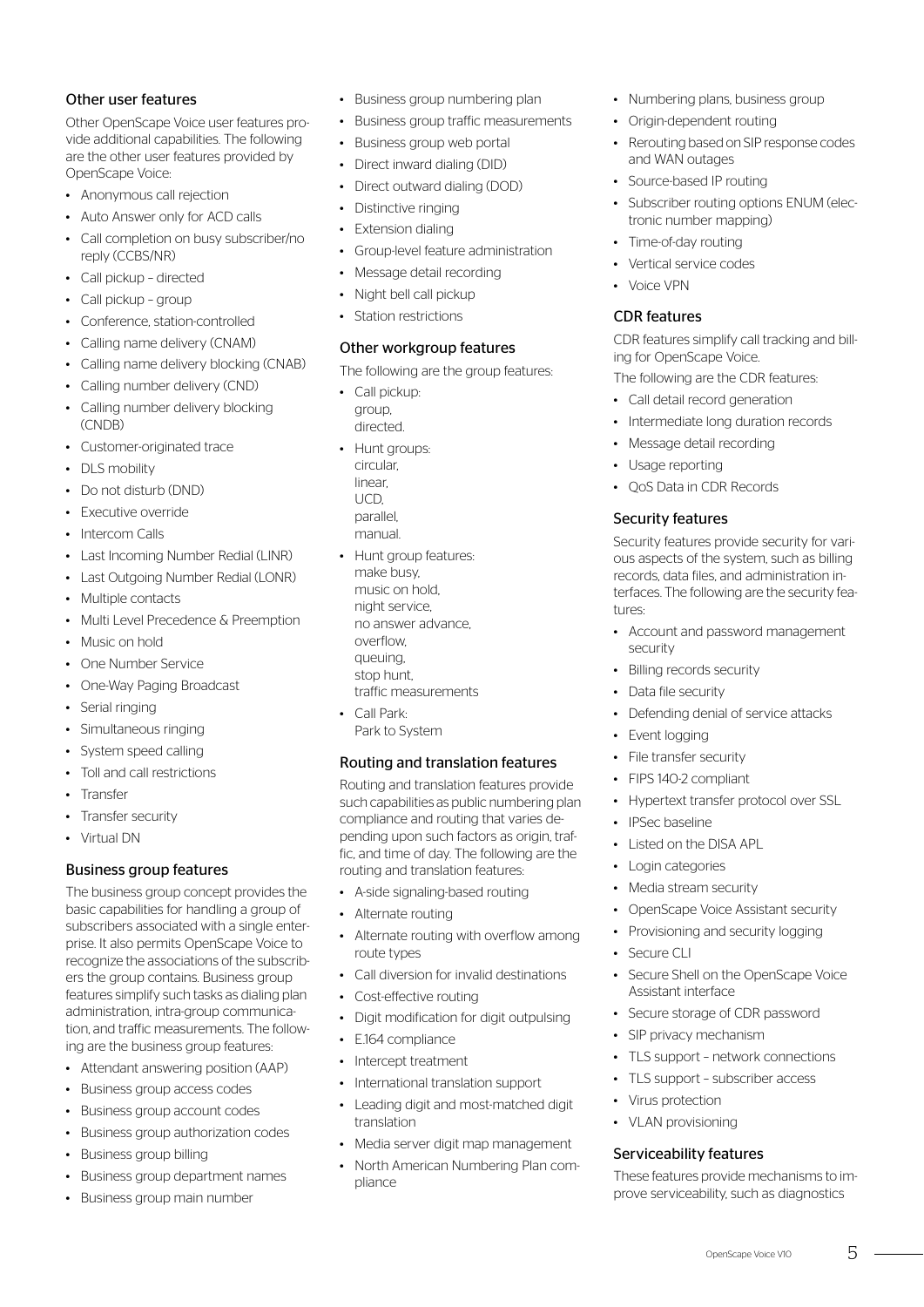### Other user features

Other OpenScape Voice user features provide additional capabilities. The following are the other user features provided by OpenScape Voice:

- Anonymous call rejection
- Auto Answer only for ACD calls
- Call completion on busy subscriber/no reply (CCBS/NR)
- Call pickup – directed
- Call pickup – group
- Conference, station-controlled
- Calling name delivery (CNAM)
- Calling name delivery blocking (CNAB)
- Calling number delivery (CND)
- Calling number delivery blocking (CNDB)
- Customer-originated trace
- DLS mobility
- Do not disturb (DND)
- Executive override
- Intercom Calls
- Last Incoming Number Redial (LINR)
- Last Outgoing Number Redial (LONR)
- Multiple contacts
- Multi Level Precedence & Preemption
- Music on hold
- One Number Service
- One-Way Paging Broadcast
- Serial ringing
- Simultaneous ringing
- System speed calling
- Toll and call restrictions
- Transfer
- Transfer security
- Virtual DN

### Business group features

The business group concept provides the basic capabilities for handling a group of subscribers associated with a single enterprise. It also permits OpenScape Voice to recognize the associations of the subscribers the group contains. Business group features simplify such tasks as dialing plan administration, intra-group communication, and traffic measurements. The following are the business group features:

- Attendant answering position (AAP)
- Business group access codes
- Business group account codes
- Business group authorization codes
- Business group billing
- Business group department names
- Business group main number
- Business group numbering plan
- Business group traffic measurements
- Business group web portal
- Direct inward dialing (DID)
- Direct outward dialing (DOD)
- Distinctive ringing
- Extension dialing
- Group-level feature administration
- Message detail recording
- Night bell call pickup
- Station restrictions

### Other workgroup features

The following are the group features:

- Call pickup:
  group,
  directed.
- Hunt groups:
  circular,
  linear,
  UCD,
  parallel,
  manual.
- Hunt group features:
  make busy,
  music on hold,
  night service,
  no answer advance,
  overflow,
  queuing,
  stop hunt,
  traffic measurements
- Call Park:
  Park to System

### Routing and translation features

Routing and translation features provide such capabilities as public numbering plan compliance and routing that varies depending upon such factors as origin, traffic, and time of day. The following are the routing and translation features:

- A-side signaling-based routing
- Alternate routing
- Alternate routing with overflow among route types
- Call diversion for invalid destinations
- Cost-effective routing
- Digit modification for digit outpulsing
- E.164 compliance
- Intercept treatment
- International translation support
- Leading digit and most-matched digit translation
- Media server digit map management
- North American Numbering Plan compliance
- Numbering plans, business group
- Origin-dependent routing
- Rerouting based on SIP response codes and WAN outages
- Source-based IP routing
- Subscriber routing options ENUM (electronic number mapping)
- Time-of-day routing
- Vertical service codes
- Voice VPN

### CDR features

CDR features simplify call tracking and billing for OpenScape Voice.

The following are the CDR features:

- Call detail record generation
- Intermediate long duration records
- Message detail recording
- Usage reporting
- QoS Data in CDR Records

### Security features

Security features provide security for various aspects of the system, such as billing records, data files, and administration interfaces. The following are the security features:

- Account and password management security
- Billing records security
- Data file security
- Defending denial of service attacks
- Event logging
- File transfer security
- FIPS 140-2 compliant
- Hypertext transfer protocol over SSL
- IPSec baseline
- Listed on the DISA APL
- Login categories
- Media stream security
- OpenScape Voice Assistant security
- Provisioning and security logging
- Secure CLI
- Secure Shell on the OpenScape Voice Assistant interface
- Secure storage of CDR password
- SIP privacy mechanism
- TLS support – network connections
- TLS support – subscriber access
- Virus protection
- VLAN provisioning

### Serviceability features

These features provide mechanisms to improve serviceability, such as diagnostics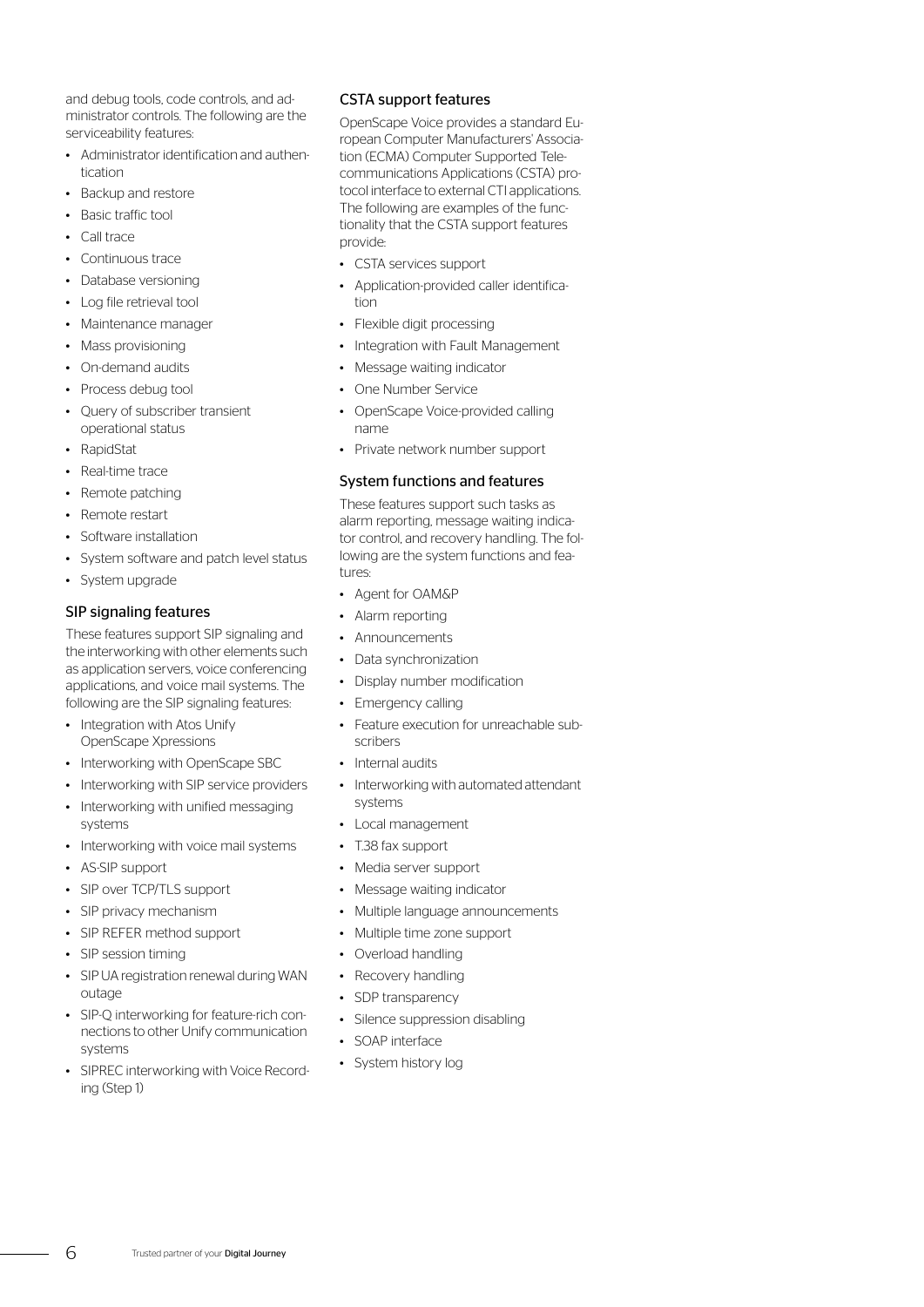and debug tools, code controls, and administrator controls. The following are the serviceability features:

- Administrator identification and authentication
- Backup and restore
- Basic traffic tool
- Call trace
- Continuous trace
- Database versioning
- Log file retrieval tool
- Maintenance manager
- Mass provisioning
- On-demand audits
- Process debug tool
- Query of subscriber transient operational status
- RapidStat
- Real-time trace
- Remote patching
- Remote restart
- Software installation
- System software and patch level status
- System upgrade

### SIP signaling features

These features support SIP signaling and the interworking with other elements such as application servers, voice conferencing applications, and voice mail systems. The following are the SIP signaling features:

- Integration with Atos Unify OpenScape Xpressions
- Interworking with OpenScape SBC
- Interworking with SIP service providers
- Interworking with unified messaging systems
- Interworking with voice mail systems
- AS-SIP support
- SIP over TCP/TLS support
- SIP privacy mechanism
- SIP REFER method support
- SIP session timing
- SIP UA registration renewal during WAN outage
- SIP-Q interworking for feature-rich connections to other Unify communication systems
- SIPREC interworking with Voice Recording (Step 1)

### CSTA support features

OpenScape Voice provides a standard European Computer Manufacturers' Association (ECMA) Computer Supported Telecommunications Applications (CSTA) protocol interface to external CTI applications. The following are examples of the functionality that the CSTA support features provide:

- CSTA services support
- Application-provided caller identification
- Flexible digit processing
- Integration with Fault Management
- Message waiting indicator
- One Number Service
- OpenScape Voice-provided calling name
- Private network number support

### System functions and features

These features support such tasks as alarm reporting, message waiting indicator control, and recovery handling. The following are the system functions and features:

- Agent for OAM&P
- Alarm reporting
- Announcements
- Data synchronization
- Display number modification
- Emergency calling
- Feature execution for unreachable subscribers
- Internal audits
- Interworking with automated attendant systems
- Local management
- T.38 fax support
- Media server support
- Message waiting indicator
- Multiple language announcements
- Multiple time zone support
- Overload handling
- Recovery handling
- SDP transparency
- Silence suppression disabling
- SOAP interface
- System history log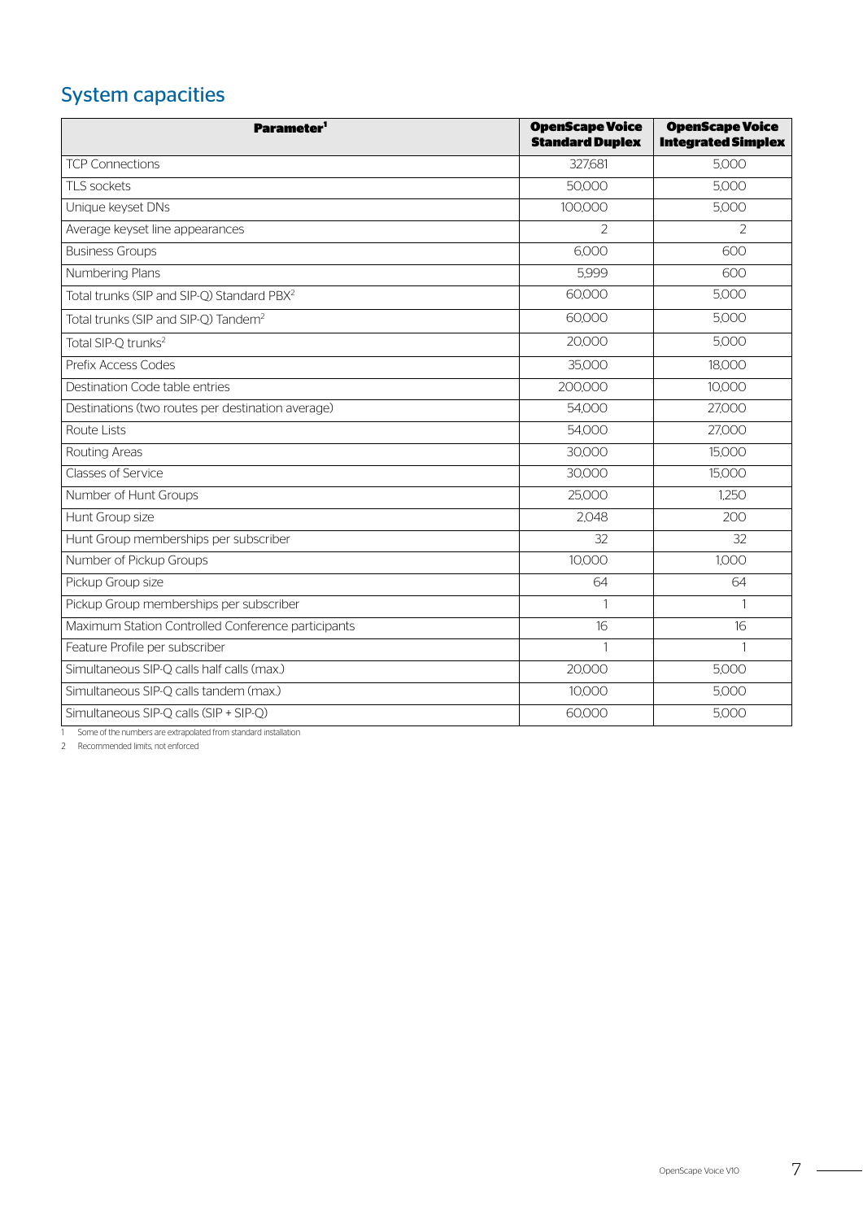## System capacities

| Parameter[1] | OpenScape Voice Standard Duplex | OpenScape Voice Integrated Simplex |
|---|---|---|
| TCP Connections | 327,681 | 5,000 |
| TLS sockets | 50,000 | 5,000 |
| Unique keyset DNs | 100,000 | 5,000 |
| Average keyset line appearances | 2 | 2 |
| Business Groups | 6,000 | 600 |
| Numbering Plans | 5,999 | 600 |
| Total trunks (SIP and SIP-Q) Standard PBX[2] | 60,000 | 5,000 |
| Total trunks (SIP and SIP-Q) Tandem[2] | 60,000 | 5,000 |
| Total SIP-Q trunks[2] | 20,000 | 5,000 |
| Prefix Access Codes | 35,000 | 18,000 |
| Destination Code table entries | 200,000 | 10,000 |
| Destinations (two routes per destination average) | 54,000 | 27,000 |
| Route Lists | 54,000 | 27,000 |
| Routing Areas | 30,000 | 15,000 |
| Classes of Service | 30,000 | 15,000 |
| Number of Hunt Groups | 25,000 | 1,250 |
| Hunt Group size | 2,048 | 200 |
| Hunt Group memberships per subscriber | 32 | 32 |
| Number of Pickup Groups | 10,000 | 1,000 |
| Pickup Group size | 64 | 64 |
| Pickup Group memberships per subscriber | 1 | 1 |
| Maximum Station Controlled Conference participants | 16 | 16 |
| Feature Profile per subscriber | 1 | 1 |
| Simultaneous SIP-Q calls half calls (max.) | 20,000 | 5,000 |
| Simultaneous SIP-Q calls tandem (max.) | 10,000 | 5,000 |
| Simultaneous SIP-Q calls (SIP + SIP-Q) | 60,000 | 5,000 |

1 Some of the numbers are extrapolated from standard installation

2 Recommended limits, not enforced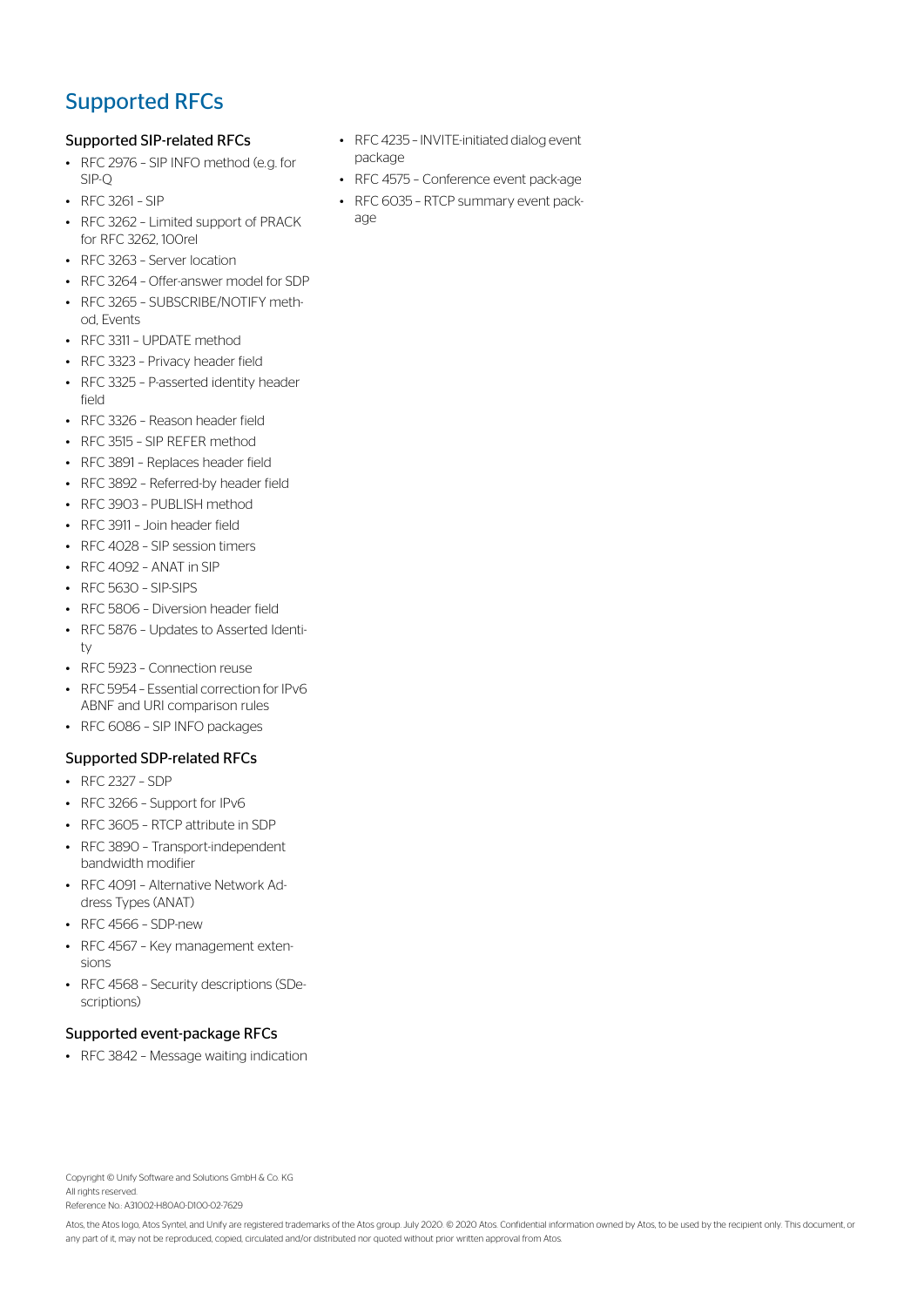# Supported RFCs

## Supported SIP-related RFCs

- RFC 2976 – SIP INFO method (e.g. for SIP-Q
- RFC 3261 – SIP
- RFC 3262 – Limited support of PRACK for RFC 3262, 100rel
- RFC 3263 – Server location
- RFC 3264 – Offer-answer model for SDP
- RFC 3265 – SUBSCRIBE/NOTIFY method, Events
- RFC 3311 – UPDATE method
- RFC 3323 – Privacy header field
- RFC 3325 – P-asserted identity header field
- RFC 3326 – Reason header field
- RFC 3515 – SIP REFER method
- RFC 3891 – Replaces header field
- RFC 3892 – Referred-by header field
- RFC 3903 – PUBLISH method
- RFC 3911 – Join header field
- RFC 4028 – SIP session timers
- RFC 4092 – ANAT in SIP
- RFC 5630 – SIP-SIPS
- RFC 5806 – Diversion header field
- RFC 5876 – Updates to Asserted Identity
- RFC 5923 – Connection reuse
- RFC 5954 – Essential correction for IPv6 ABNF and URI comparison rules
- RFC 6086 – SIP INFO packages

## Supported SDP-related RFCs

- RFC 2327 – SDP
- RFC 3266 – Support for IPv6
- RFC 3605 – RTCP attribute in SDP
- RFC 3890 – Transport-independent bandwidth modifier
- RFC 4091 – Alternative Network Address Types (ANAT)
- RFC 4566 – SDP-new
- RFC 4567 – Key management extensions
- RFC 4568 – Security descriptions (SDescriptions)

## Supported event-package RFCs

- RFC 3842 – Message waiting indication
- RFC 4235 – INVITE-initiated dialog event package
- RFC 4575 – Conference event package
- RFC 6035 – RTCP summary event package

Copyright © Unify Software and Solutions GmbH & Co. KG
All rights reserved.
Reference No.: A31002-H80A0-D100-02-7629

Atos, the Atos logo, Atos Syntel, and Unify are registered trademarks of the Atos group. July 2020. © 2020 Atos. Confidential information owned by Atos, to be used by the recipient only. This document, or any part of it, may not be reproduced, copied, circulated and/or distributed nor quoted without prior written approval from Atos.